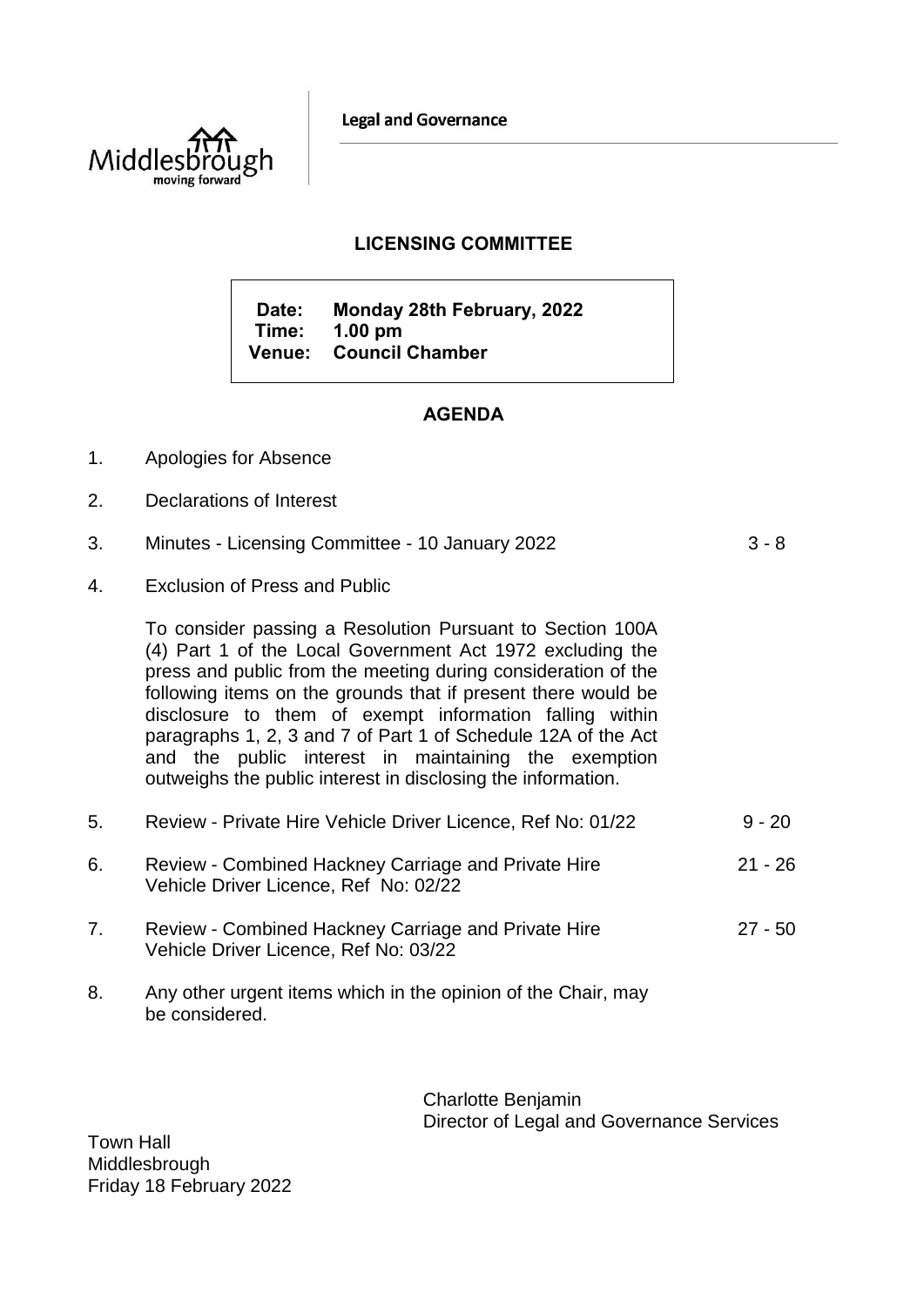Middlesbrough
moving forward

**Legal and Governance**

## LICENSING COMMITTEE

**Date:** Monday 28th February, 2022
**Time:** 1.00 pm
**Venue:** Council Chamber

## AGENDA

1. Apologies for Absence

2. Declarations of Interest

3. Minutes - Licensing Committee - 10 January 2022 — 3 - 8

4. Exclusion of Press and Public

   To consider passing a Resolution Pursuant to Section 100A (4) Part 1 of the Local Government Act 1972 excluding the press and public from the meeting during consideration of the following items on the grounds that if present there would be disclosure to them of exempt information falling within paragraphs 1, 2, 3 and 7 of Part 1 of Schedule 12A of the Act and the public interest in maintaining the exemption outweighs the public interest in disclosing the information.

5. Review - Private Hire Vehicle Driver Licence, Ref No: 01/22 — 9 - 20

6. Review - Combined Hackney Carriage and Private Hire Vehicle Driver Licence, Ref No: 02/22 — 21 - 26

7. Review - Combined Hackney Carriage and Private Hire Vehicle Driver Licence, Ref No: 03/22 — 27 - 50

8. Any other urgent items which in the opinion of the Chair, may be considered.

Charlotte Benjamin
Director of Legal and Governance Services

Town Hall
Middlesbrough
Friday 18 February 2022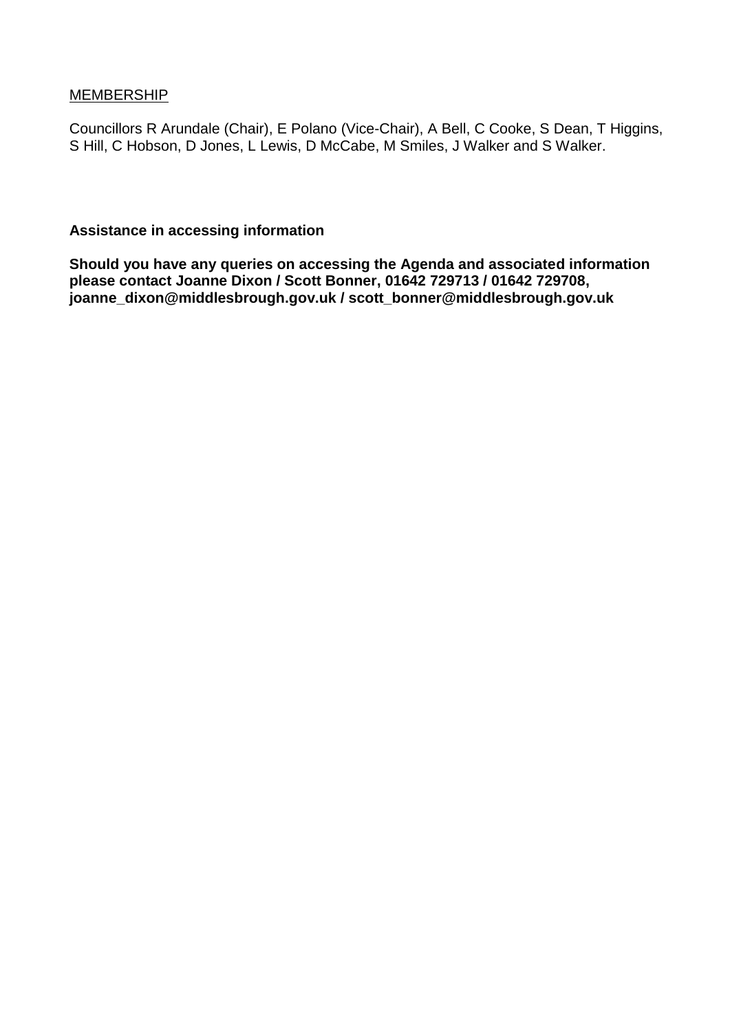MEMBERSHIP

Councillors R Arundale (Chair), E Polano (Vice-Chair), A Bell, C Cooke, S Dean, T Higgins, S Hill, C Hobson, D Jones, L Lewis, D McCabe, M Smiles, J Walker and S Walker.

**Assistance in accessing information**

**Should you have any queries on accessing the Agenda and associated information please contact Joanne Dixon / Scott Bonner, 01642 729713 / 01642 729708, joanne_dixon@middlesbrough.gov.uk / scott_bonner@middlesbrough.gov.uk**